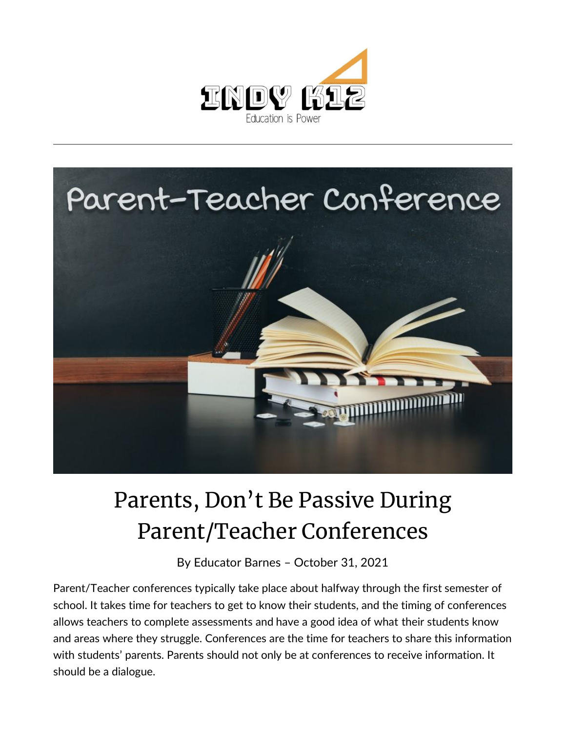# Parents, Don't Be Passive During Parent/Teacher Conferences

By Educator Barnes – October 31, 2021

Parent/Teacher conferences typically take place about halfway through the first semester of school. It takes time for teachers to get to know their students, and the timing of conferences allows teachers to complete assessments and have a good idea of what their students know and areas where they struggle. Conferences are the time for teachers to share this information with students' parents. Parents should not only be at conferences to receive information. It should be a dialogue.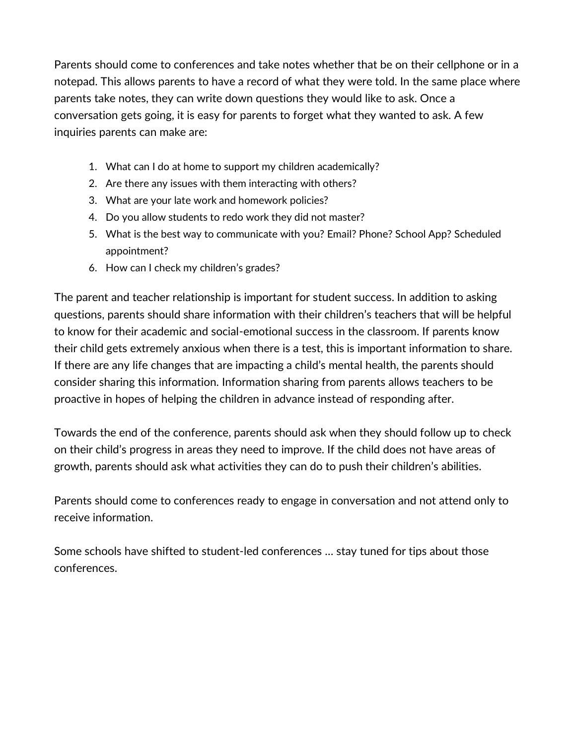Parents should come to conferences and take notes whether that be on their cellphone or in a notepad. This allows parents to have a record of what they were told. In the same place where parents take notes, they can write down questions they would like to ask. Once a conversation gets going, it is easy for parents to forget what they wanted to ask. A few inquiries parents can make are:

1. What can I do at home to support my children academically?
2. Are there any issues with them interacting with others?
3. What are your late work and homework policies?
4. Do you allow students to redo work they did not master?
5. What is the best way to communicate with you? Email? Phone? School App? Scheduled appointment?
6. How can I check my children's grades?

The parent and teacher relationship is important for student success. In addition to asking questions, parents should share information with their children's teachers that will be helpful to know for their academic and social-emotional success in the classroom. If parents know their child gets extremely anxious when there is a test, this is important information to share. If there are any life changes that are impacting a child's mental health, the parents should consider sharing this information. Information sharing from parents allows teachers to be proactive in hopes of helping the children in advance instead of responding after.

Towards the end of the conference, parents should ask when they should follow up to check on their child's progress in areas they need to improve. If the child does not have areas of growth, parents should ask what activities they can do to push their children's abilities.

Parents should come to conferences ready to engage in conversation and not attend only to receive information.

Some schools have shifted to student-led conferences … stay tuned for tips about those conferences.